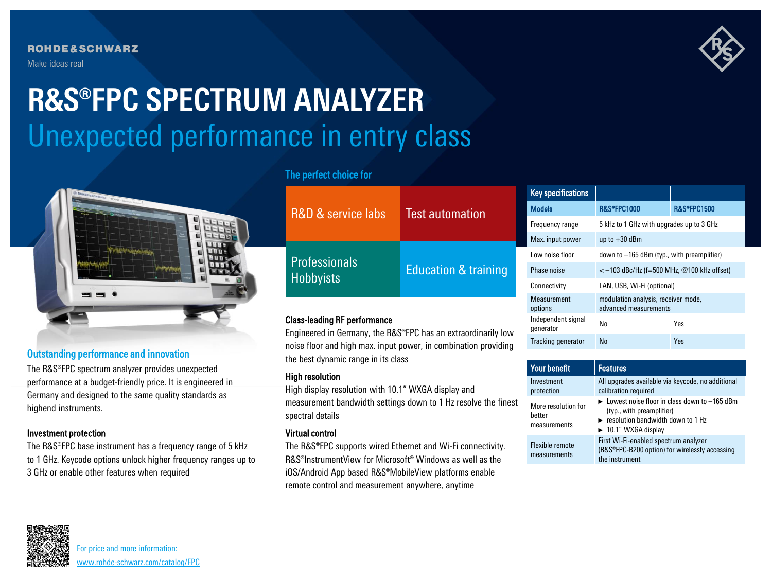ROHDE&SCHWARZ

Make ideas real

# R&S®FPC SPECTRUM ANALYZER

## Unexpected performance in entry class

### Outstanding performance and innovation

The R&S®FPC spectrum analyzer provides unexpected performance at a budget-friendly price. It is engineered in Germany and designed to the same quality standards as highend instruments.

### Investment protection

The R&S®FPC base instrument has a frequency range of 5 kHz to 1 GHz. Keycode options unlock higher frequency ranges up to 3 GHz or enable other features when required

### The perfect choice for

| | |
|---|---|
| R&D & service labs | Test automation |
| Professionals Hobbyists | Education & training |

### Class-leading RF performance

Engineered in Germany, the R&S®FPC has an extraordinarily low noise floor and high max. input power, in combination providing the best dynamic range in its class

### High resolution

High display resolution with 10.1" WXGA display and measurement bandwidth settings down to 1 Hz resolve the finest spectral details

### Virtual control

The R&S®FPC supports wired Ethernet and Wi-Fi connectivity. R&S®InstrumentView for Microsoft® Windows as well as the iOS/Android App based R&S®MobileView platforms enable remote control and measurement anywhere, anytime

| Key specifications | | |
|---|---|---|
| Models | R&S®FPC1000 | R&S®FPC1500 |
| Frequency range | 5 kHz to 1 GHz with upgrades up to 3 GHz | |
| Max. input power | up to +30 dBm | |
| Low noise floor | down to –165 dBm (typ., with preamplifier) | |
| Phase noise | < –103 dBc/Hz (f=500 MHz, @100 kHz offset) | |
| Connectivity | LAN, USB, Wi-Fi (optional) | |
| Measurement options | modulation analysis, receiver mode, advanced measurements | |
| Independent signal generator | No | Yes |
| Tracking generator | No | Yes |

| Your benefit | Features |
|---|---|
| Investment protection | All upgrades available via keycode, no additional calibration required |
| More resolution for better measurements | ► Lowest noise floor in class down to –165 dBm (typ., with preamplifier)<br>► resolution bandwidth down to 1 Hz<br>► 10.1" WXGA display |
| Flexible remote measurements | First Wi-Fi-enabled spectrum analyzer (R&S®FPC-B200 option) for wirelessly accessing the instrument |

For price and more information:
www.rohde-schwarz.com/catalog/FPC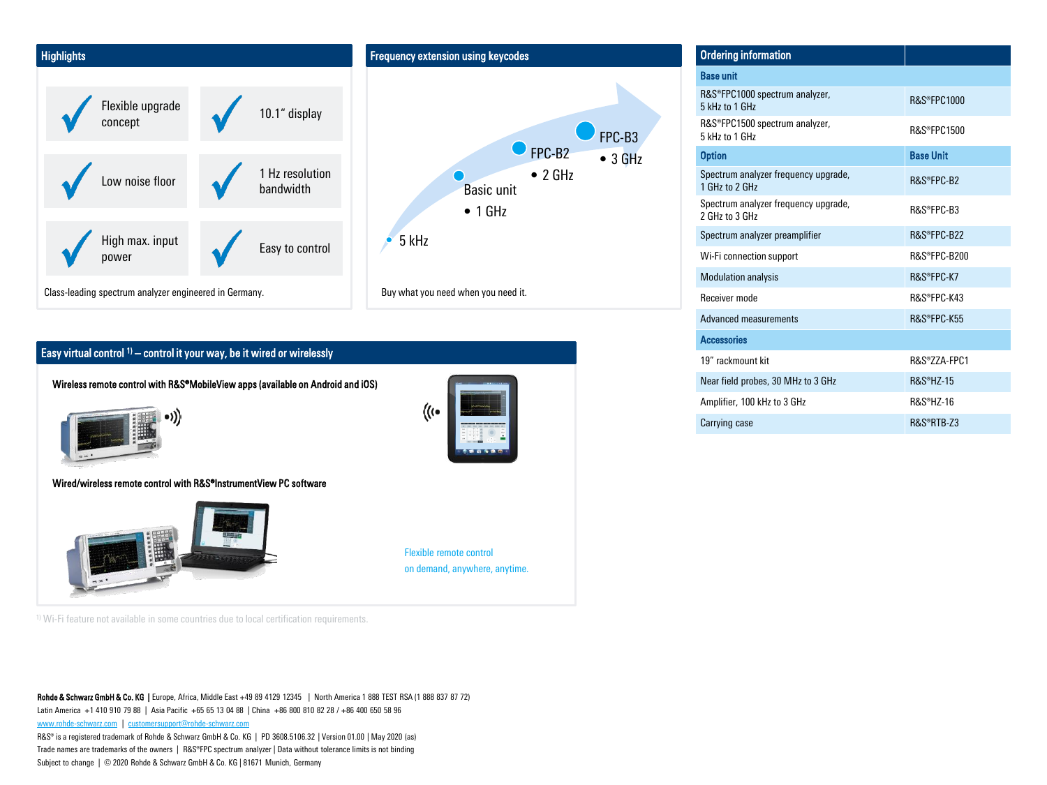## Highlights

- Flexible upgrade concept
- 10.1" display
- Low noise floor
- 1 Hz resolution bandwidth
- High max. input power
- Easy to control

Class-leading spectrum analyzer engineered in Germany.

## Frequency extension using keycodes

5 kHz

Basic unit
- 1 GHz

FPC-B2
- 2 GHz

FPC-B3
- 3 GHz

Buy what you need when you need it.

## Ordering information

| Ordering information | |
|---|---|
| **Base unit** | |
| R&S®FPC1000 spectrum analyzer, 5 kHz to 1 GHz | R&S®FPC1000 |
| R&S®FPC1500 spectrum analyzer, 5 kHz to 1 GHz | R&S®FPC1500 |
| **Option** | **Base Unit** |
| Spectrum analyzer frequency upgrade, 1 GHz to 2 GHz | R&S®FPC-B2 |
| Spectrum analyzer frequency upgrade, 2 GHz to 3 GHz | R&S®FPC-B3 |
| Spectrum analyzer preamplifier | R&S®FPC-B22 |
| Wi-Fi connection support | R&S®FPC-B200 |
| Modulation analysis | R&S®FPC-K7 |
| Receiver mode | R&S®FPC-K43 |
| Advanced measurements | R&S®FPC-K55 |
| **Accessories** | |
| 19" rackmount kit | R&S®ZZA-FPC1 |
| Near field probes, 30 MHz to 3 GHz | R&S®HZ-15 |
| Amplifier, 100 kHz to 3 GHz | R&S®HZ-16 |
| Carrying case | R&S®RTB-Z3 |

## Easy virtual control [1] – control it your way, be it wired or wirelessly

**Wireless remote control with R&S®MobileView apps (available on Android and iOS)**

**Wired/wireless remote control with R&S®InstrumentView PC software**

Flexible remote control
on demand, anywhere, anytime.

[1] Wi-Fi feature not available in some countries due to local certification requirements.

**Rohde & Schwarz GmbH & Co. KG** | Europe, Africa, Middle East +49 89 4129 12345 | North America 1 888 TEST RSA (1 888 837 87 72)
Latin America +1 410 910 79 88 | Asia Pacific +65 65 13 04 88 | China +86 800 810 82 28 / +86 400 650 58 96
www.rohde-schwarz.com | customersupport@rohde-schwarz.com
R&S® is a registered trademark of Rohde & Schwarz GmbH & Co. KG | PD 3608.5106.32 | Version 01.00 | May 2020 (as)
Trade names are trademarks of the owners | R&S®FPC spectrum analyzer | Data without tolerance limits is not binding
Subject to change | © 2020 Rohde & Schwarz GmbH & Co. KG | 81671 Munich, Germany